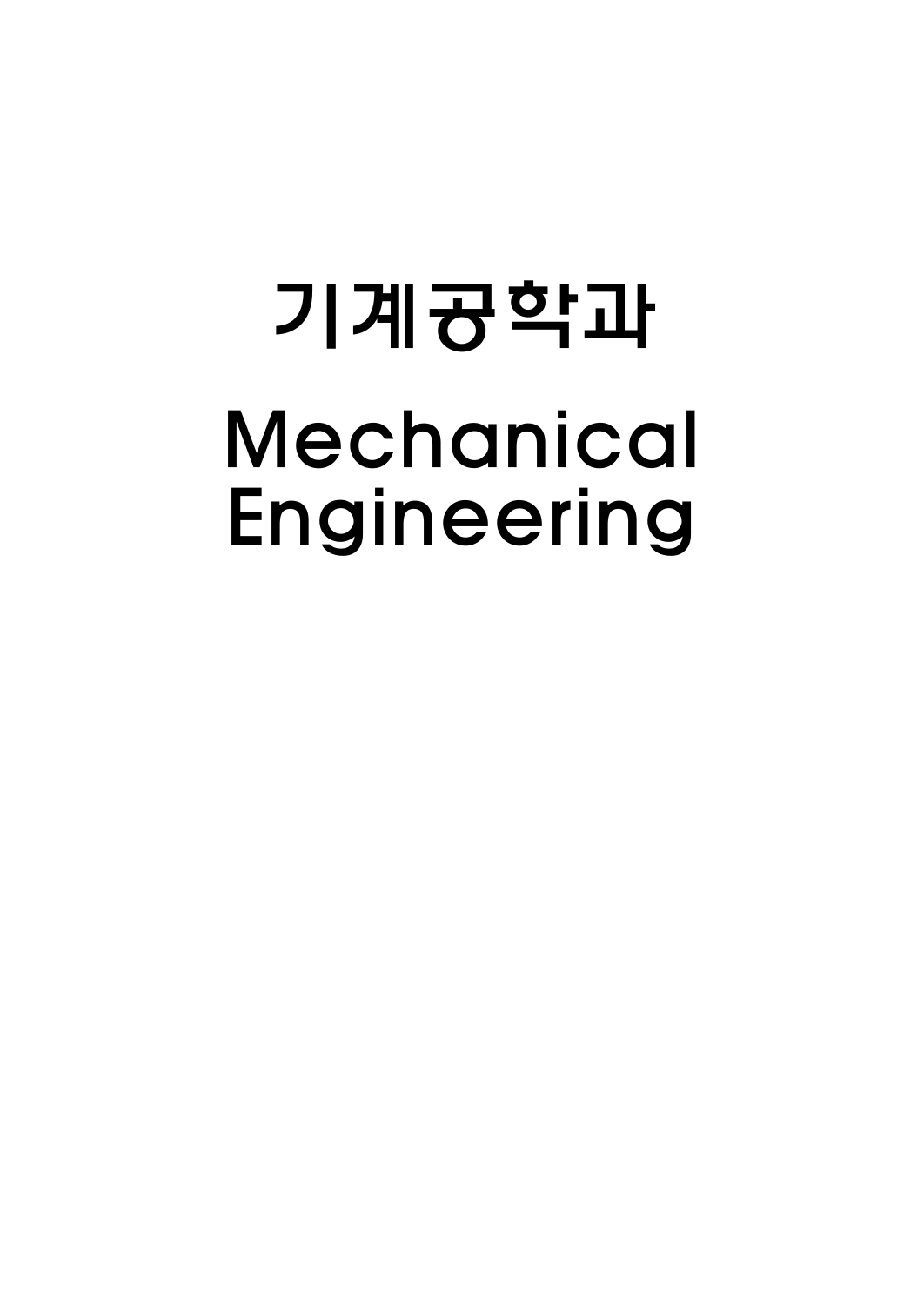# 기계공학과

# Mechanical Engineering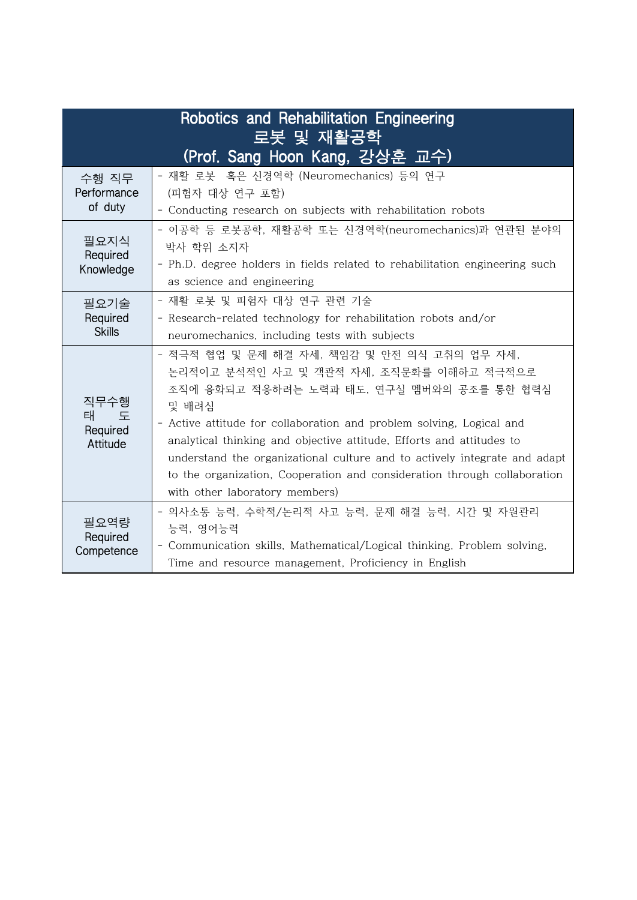| Robotics and Rehabilitation Engineering<br>로봇 및 재활공학<br>(Prof. Sang Hoon Kang, 강상훈 교수) | |
|---|---|
| 수행 직무<br>Performance of duty | - 재활 로봇 혹은 신경역학 (Neuromechanics) 등의 연구 (피험자 대상 연구 포함)<br>- Conducting research on subjects with rehabilitation robots |
| 필요지식<br>Required Knowledge | - 이공학 등 로봇공학, 재활공학 또는 신경역학(neuromechanics)과 연관된 분야의 박사 학위 소지자<br>- Ph.D. degree holders in fields related to rehabilitation engineering such as science and engineering |
| 필요기술<br>Required Skills | - 재활 로봇 및 피험자 대상 연구 관련 기술<br>- Research-related technology for rehabilitation robots and/or neuromechanics, including tests with subjects |
| 직무수행 태 도<br>Required Attitude | - 적극적 협업 및 문제 해결 자세, 책임감 및 안전 의식 고취의 업무 자세, 논리적이고 분석적인 사고 및 객관적 자세, 조직문화를 이해하고 적극적으로 조직에 융화되고 적응하려는 노력과 태도, 연구실 멤버와의 공조를 통한 협력심 및 배려심<br>- Active attitude for collaboration and problem solving, Logical and analytical thinking and objective attitude, Efforts and attitudes to understand the organizational culture and to actively integrate and adapt to the organization, Cooperation and consideration through collaboration with other laboratory members) |
| 필요역량<br>Required Competence | - 의사소통 능력, 수학적/논리적 사고 능력, 문제 해결 능력, 시간 및 자원관리 능력, 영어능력<br>- Communication skills, Mathematical/Logical thinking, Problem solving, Time and resource management, Proficiency in English |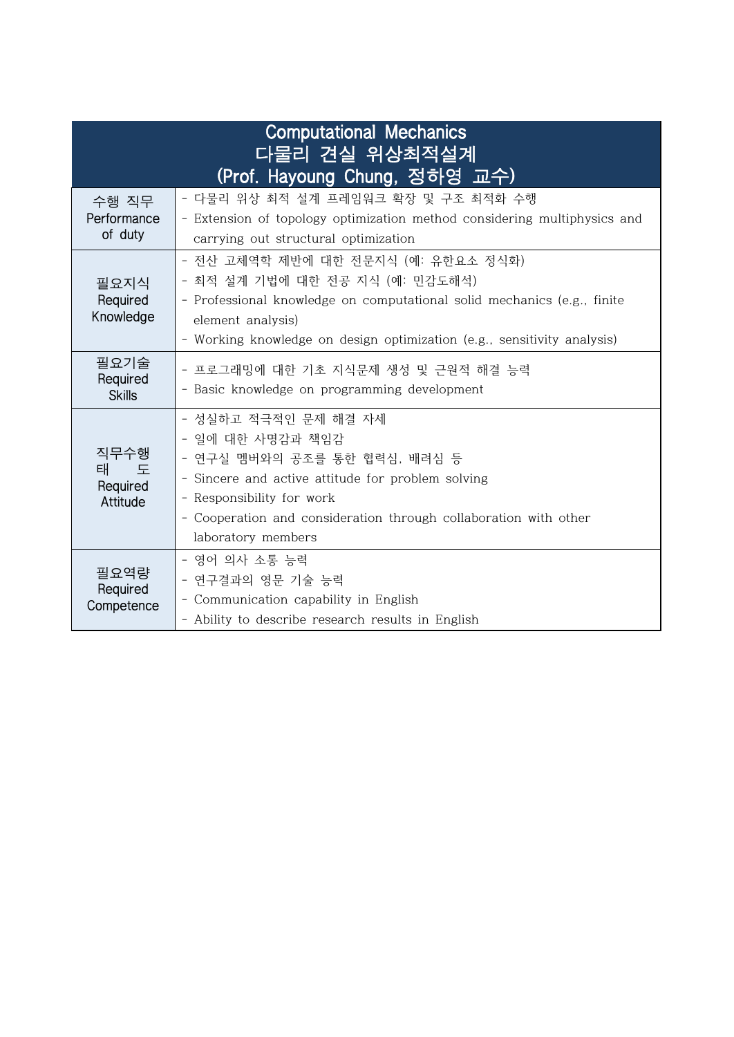| Computational Mechanics<br>다물리 견실 위상최적설계<br>(Prof. Hayoung Chung, 정하영 교수) | |
|---|---|
| 수행 직무<br>Performance of duty | - 다물리 위상 최적 설계 프레임워크 확장 및 구조 최적화 수행<br>- Extension of topology optimization method considering multiphysics and carrying out structural optimization |
| 필요지식<br>Required Knowledge | - 전산 고체역학 제반에 대한 전문지식 (예: 유한요소 정식화)<br>- 최적 설계 기법에 대한 전공 지식 (예: 민감도해석)<br>- Professional knowledge on computational solid mechanics (e.g., finite element analysis)<br>- Working knowledge on design optimization (e.g., sensitivity analysis) |
| 필요기술<br>Required Skills | - 프로그래밍에 대한 기초 지식문제 생성 및 근원적 해결 능력<br>- Basic knowledge on programming development |
| 직무수행 태 도<br>Required Attitude | - 성실하고 적극적인 문제 해결 자세<br>- 일에 대한 사명감과 책임감<br>- 연구실 멤버와의 공조를 통한 협력심, 배려심 등<br>- Sincere and active attitude for problem solving<br>- Responsibility for work<br>- Cooperation and consideration through collaboration with other laboratory members |
| 필요역량<br>Required Competence | - 영어 의사 소통 능력<br>- 연구결과의 영문 기술 능력<br>- Communication capability in English<br>- Ability to describe research results in English |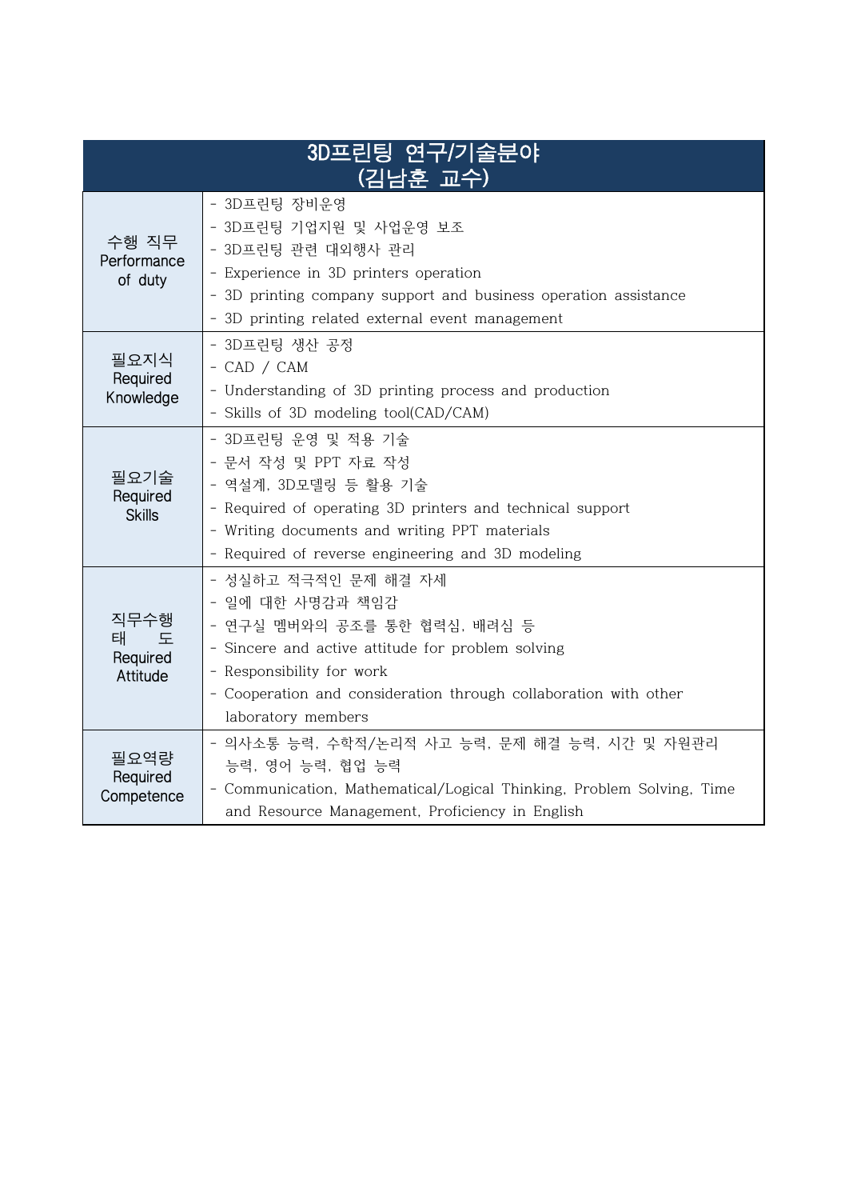| 3D프린팅 연구/기술분야 (김남훈 교수) | |
|---|---|
| 수행 직무 Performance of duty | - 3D프린팅 장비운영<br>- 3D프린팅 기업지원 및 사업운영 보조<br>- 3D프린팅 관련 대외행사 관리<br>- Experience in 3D printers operation<br>- 3D printing company support and business operation assistance<br>- 3D printing related external event management |
| 필요지식 Required Knowledge | - 3D프린팅 생산 공정<br>- CAD / CAM<br>- Understanding of 3D printing process and production<br>- Skills of 3D modeling tool(CAD/CAM) |
| 필요기술 Required Skills | - 3D프린팅 운영 및 적용 기술<br>- 문서 작성 및 PPT 자료 작성<br>- 역설계, 3D모델링 등 활용 기술<br>- Required of operating 3D printers and technical support<br>- Writing documents and writing PPT materials<br>- Required of reverse engineering and 3D modeling |
| 직무수행 태 도 Required Attitude | - 성실하고 적극적인 문제 해결 자세<br>- 일에 대한 사명감과 책임감<br>- 연구실 멤버와의 공조를 통한 협력심, 배려심 등<br>- Sincere and active attitude for problem solving<br>- Responsibility for work<br>- Cooperation and consideration through collaboration with other laboratory members |
| 필요역량 Required Competence | - 의사소통 능력, 수학적/논리적 사고 능력, 문제 해결 능력, 시간 및 자원관리 능력, 영어 능력, 협업 능력<br>- Communication, Mathematical/Logical Thinking, Problem Solving, Time and Resource Management, Proficiency in English |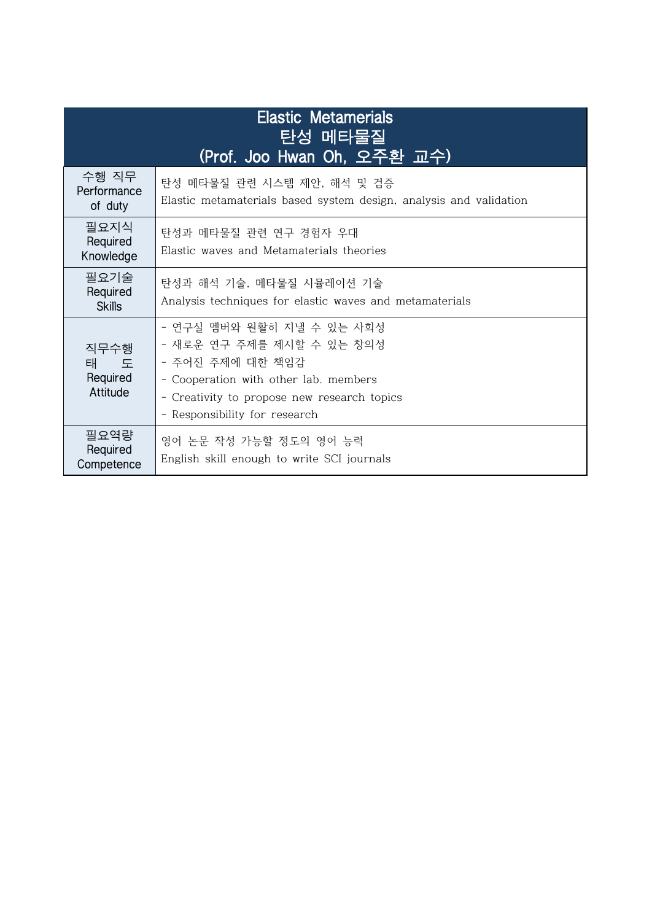| Elastic Metamerials<br>탄성 메타물질<br>(Prof. Joo Hwan Oh, 오주환 교수) | |
|---|---|
| 수행 직무<br>Performance of duty | 탄성 메타물질 관련 시스템 제안, 해석 및 검증<br>Elastic metamaterials based system design, analysis and validation |
| 필요지식<br>Required Knowledge | 탄성과 메타물질 관련 연구 경험자 우대<br>Elastic waves and Metamaterials theories |
| 필요기술<br>Required Skills | 탄성과 해석 기술, 메타물질 시뮬레이션 기술<br>Analysis techniques for elastic waves and metamaterials |
| 직무수행<br>태 도<br>Required Attitude | - 연구실 멤버와 원활히 지낼 수 있는 사회성<br>- 새로운 연구 주제를 제시할 수 있는 창의성<br>- 주어진 주제에 대한 책임감<br>- Cooperation with other lab. members<br>- Creativity to propose new research topics<br>- Responsibility for research |
| 필요역량<br>Required Competence | 영어 논문 작성 가능할 정도의 영어 능력<br>English skill enough to write SCI journals |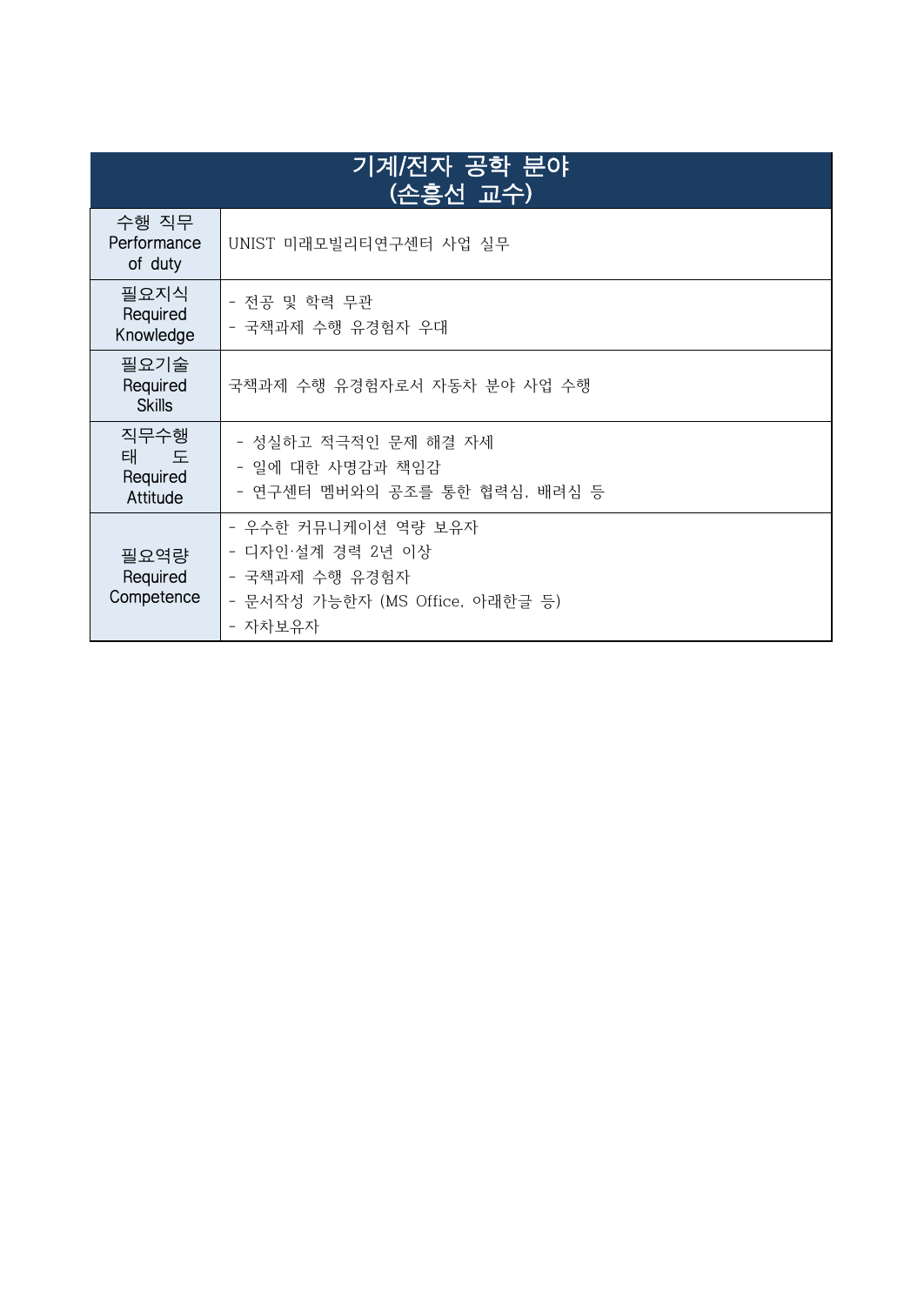| 기계/전자 공학 분야<br>(손흥선 교수) | |
|---|---|
| 수행 직무<br>Performance of duty | UNIST 미래모빌리티연구센터 사업 실무 |
| 필요지식<br>Required Knowledge | - 전공 및 학력 무관<br>- 국책과제 수행 유경험자 우대 |
| 필요기술<br>Required Skills | 국책과제 수행 유경험자로서 자동차 분야 사업 수행 |
| 직무수행 태 도<br>Required Attitude | - 성실하고 적극적인 문제 해결 자세<br>- 일에 대한 사명감과 책임감<br>- 연구센터 멤버와의 공조를 통한 협력심, 배려심 등 |
| 필요역량<br>Required Competence | - 우수한 커뮤니케이션 역량 보유자<br>- 디자인·설계 경력 2년 이상<br>- 국책과제 수행 유경험자<br>- 문서작성 가능한자 (MS Office, 아래한글 등)<br>- 자차보유자 |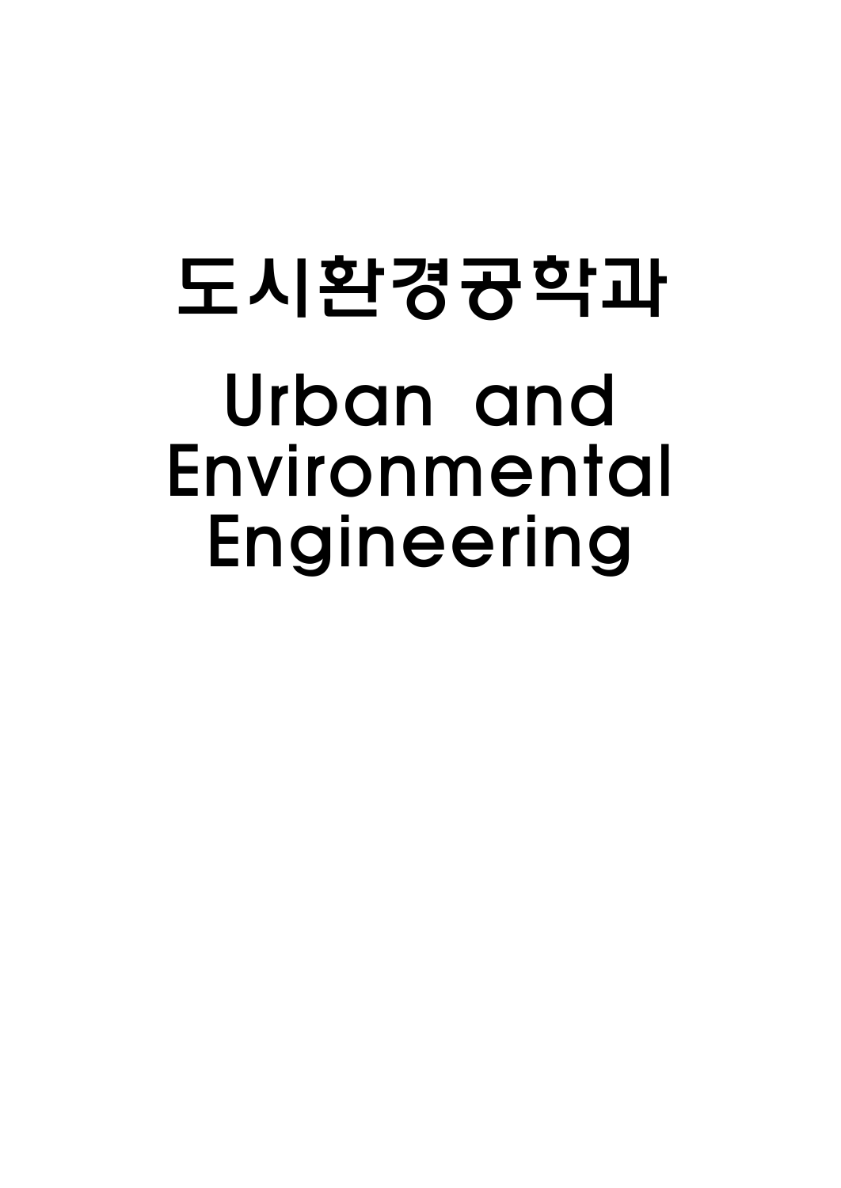# 도시환경공학과

# Urban and Environmental Engineering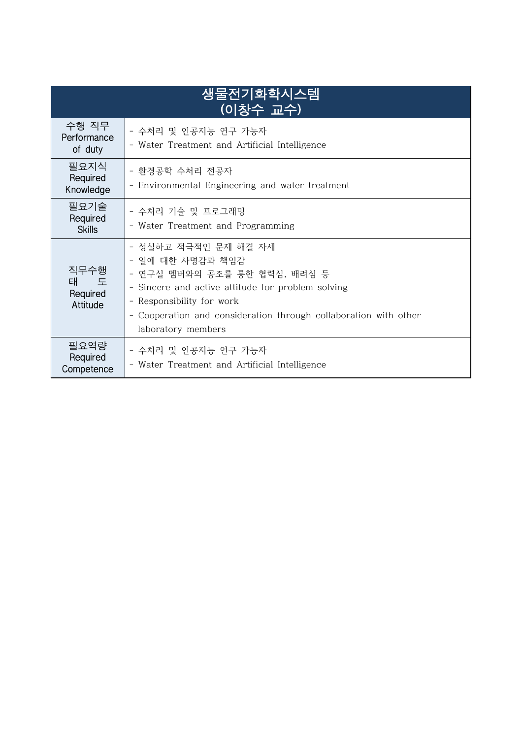| 생물전기화학시스템 (이창수 교수) | |
|---|---|
| 수행 직무 Performance of duty | - 수처리 및 인공지능 연구 가능자<br>- Water Treatment and Artificial Intelligence |
| 필요지식 Required Knowledge | - 환경공학 수처리 전공자<br>- Environmental Engineering and water treatment |
| 필요기술 Required Skills | - 수처리 기술 및 프로그래밍<br>- Water Treatment and Programming |
| 직무수행 태 도 Required Attitude | - 성실하고 적극적인 문제 해결 자세<br>- 일에 대한 사명감과 책임감<br>- 연구실 멤버와의 공조를 통한 협력심, 배려심 등<br>- Sincere and active attitude for problem solving<br>- Responsibility for work<br>- Cooperation and consideration through collaboration with other laboratory members |
| 필요역량 Required Competence | - 수처리 및 인공지능 연구 가능자<br>- Water Treatment and Artificial Intelligence |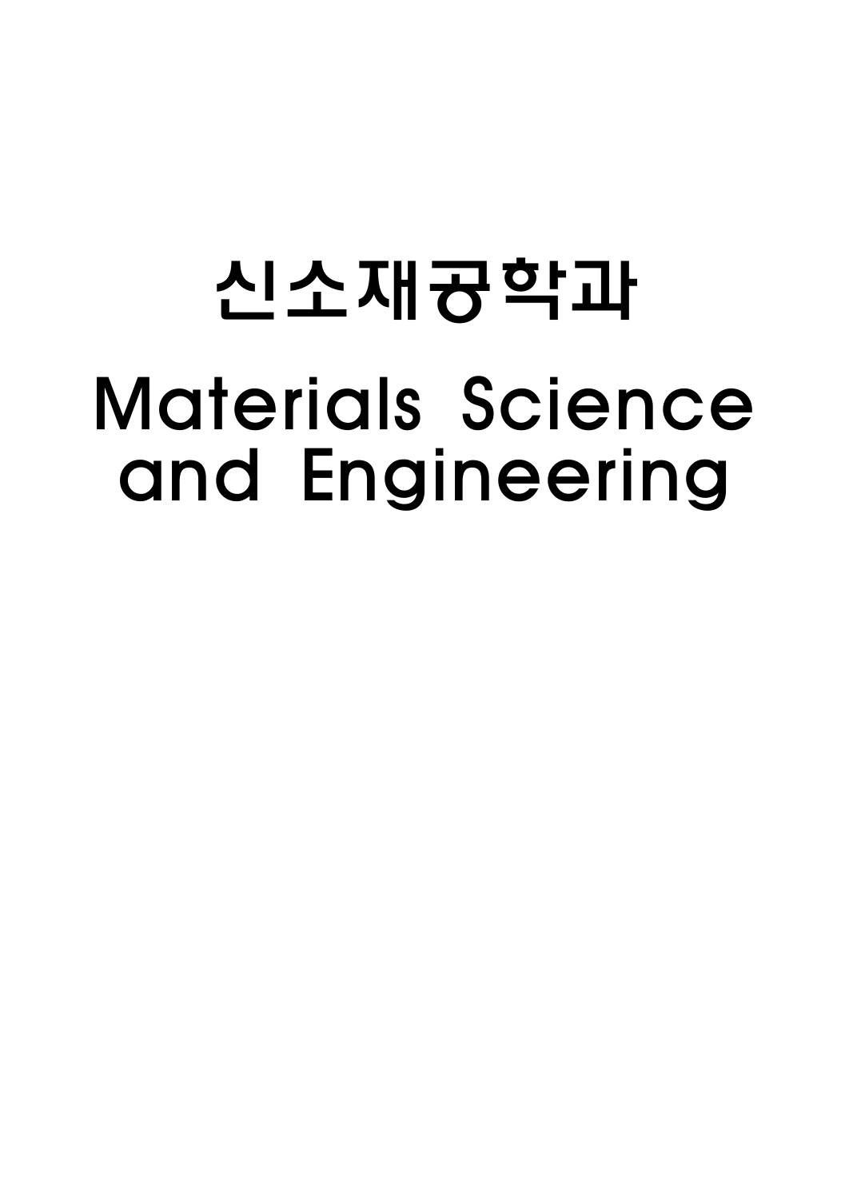# 신소재공학과

# Materials Science and Engineering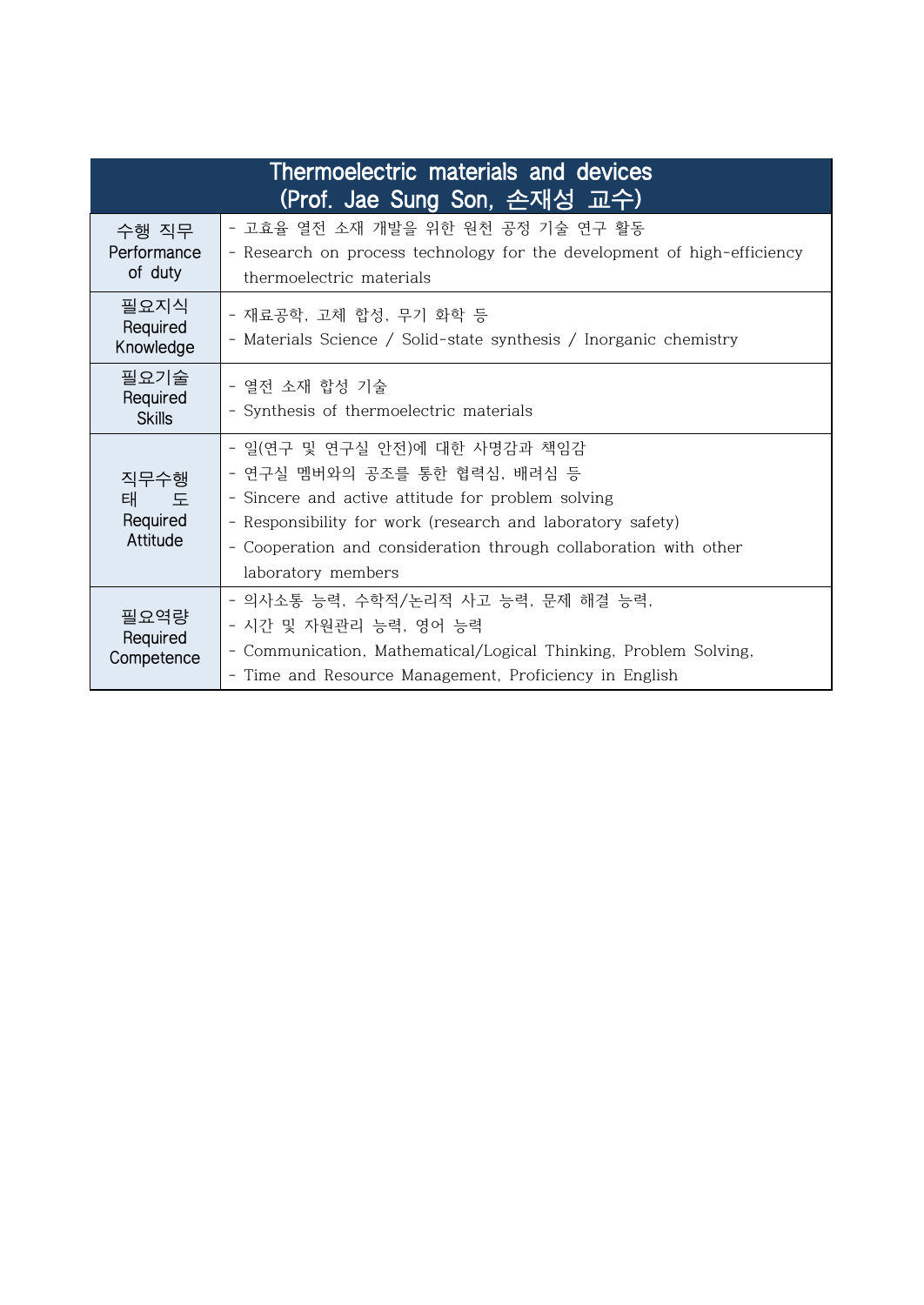| Thermoelectric materials and devices<br>(Prof. Jae Sung Son, 손재성 교수) | |
|---|---|
| 수행 직무<br>Performance of duty | - 고효율 열전 소재 개발을 위한 원천 공정 기술 연구 활동<br>- Research on process technology for the development of high-efficiency thermoelectric materials |
| 필요지식<br>Required Knowledge | - 재료공학, 고체 합성, 무기 화학 등<br>- Materials Science / Solid-state synthesis / Inorganic chemistry |
| 필요기술<br>Required Skills | - 열전 소재 합성 기술<br>- Synthesis of thermoelectric materials |
| 직무수행 태 도<br>Required Attitude | - 일(연구 및 연구실 안전)에 대한 사명감과 책임감<br>- 연구실 멤버와의 공조를 통한 협력심, 배려심 등<br>- Sincere and active attitude for problem solving<br>- Responsibility for work (research and laboratory safety)<br>- Cooperation and consideration through collaboration with other laboratory members |
| 필요역량<br>Required Competence | - 의사소통 능력, 수학적/논리적 사고 능력, 문제 해결 능력,<br>- 시간 및 자원관리 능력, 영어 능력<br>- Communication, Mathematical/Logical Thinking, Problem Solving,<br>- Time and Resource Management, Proficiency in English |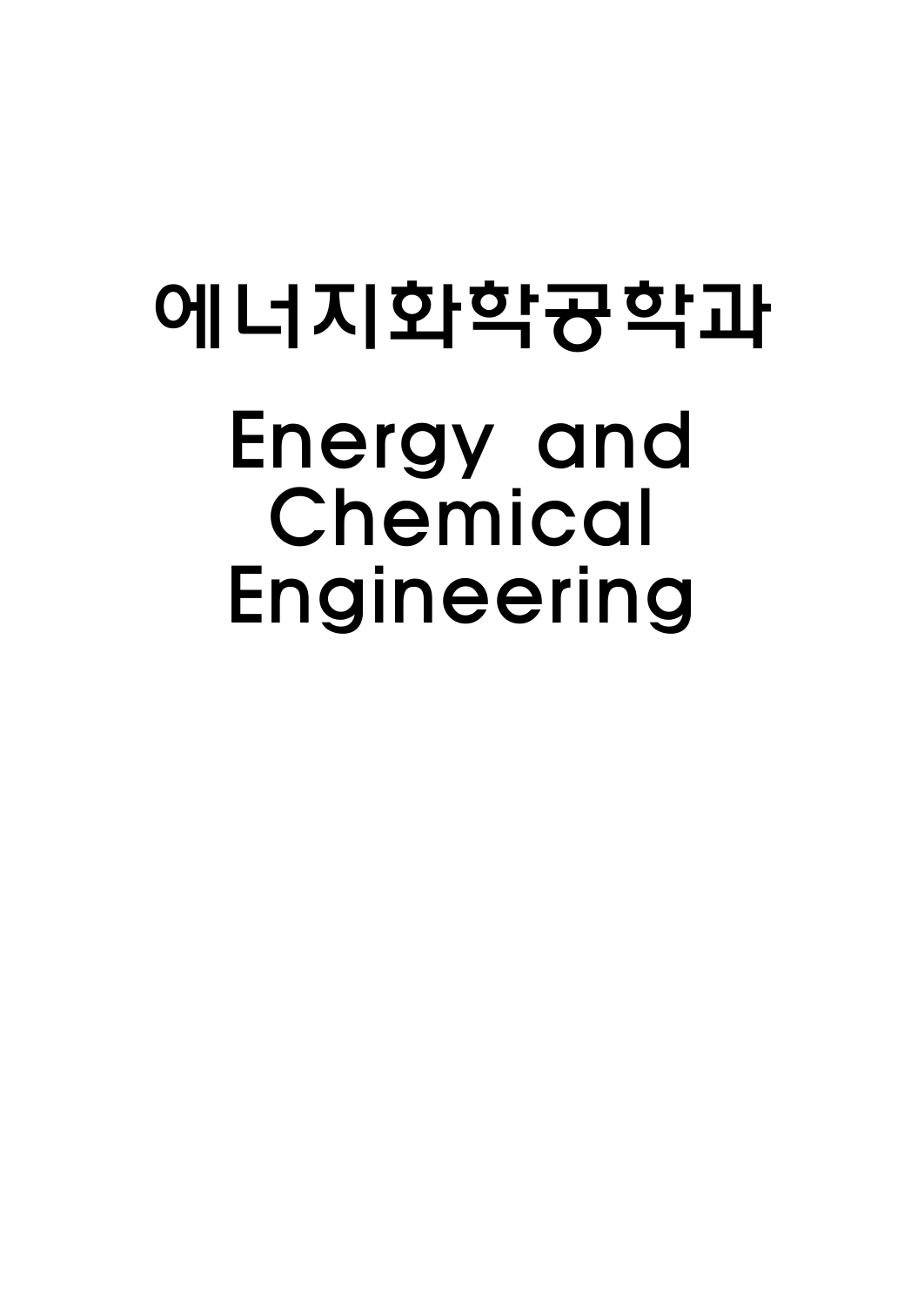# 에너지화학공학과

# Energy and Chemical Engineering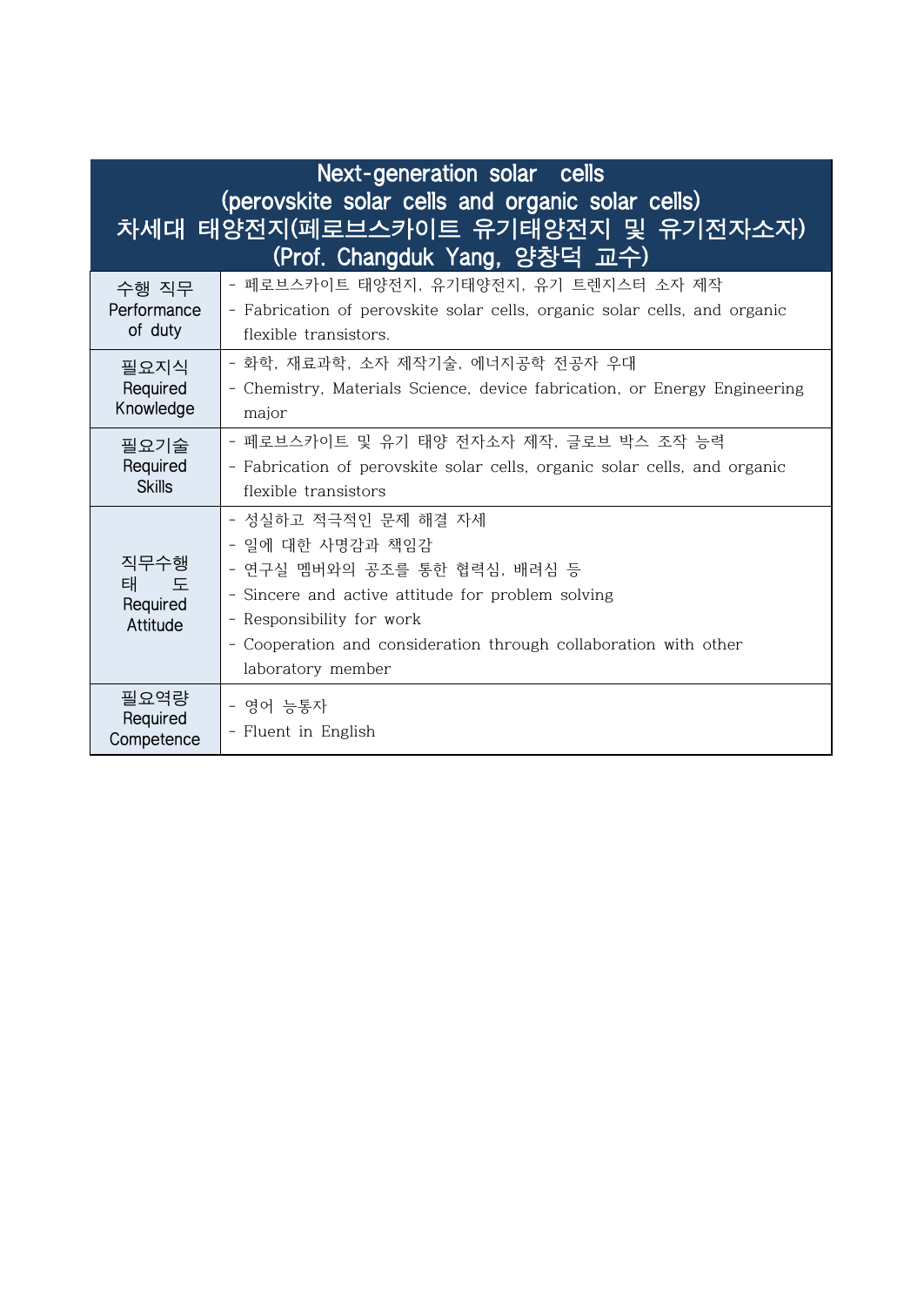| Next-generation solar cells (perovskite solar cells and organic solar cells) 차세대 태양전지(페로브스카이트 유기태양전지 및 유기전자소자) (Prof. Changduk Yang, 양창덕 교수) | |
|---|---|
| 수행 직무 Performance of duty | - 페로브스카이트 태양전지, 유기태양전지, 유기 트렌지스터 소자 제작<br>- Fabrication of perovskite solar cells, organic solar cells, and organic flexible transistors. |
| 필요지식 Required Knowledge | - 화학, 재료과학, 소자 제작기술, 에너지공학 전공자 우대<br>- Chemistry, Materials Science, device fabrication, or Energy Engineering major |
| 필요기술 Required Skills | - 페로브스카이트 및 유기 태양 전자소자 제작, 글로브 박스 조작 능력<br>- Fabrication of perovskite solar cells, organic solar cells, and organic flexible transistors |
| 직무수행 태도 Required Attitude | - 성실하고 적극적인 문제 해결 자세<br>- 일에 대한 사명감과 책임감<br>- 연구실 멤버와의 공조를 통한 협력심, 배려심 등<br>- Sincere and active attitude for problem solving<br>- Responsibility for work<br>- Cooperation and consideration through collaboration with other laboratory member |
| 필요역량 Required Competence | - 영어 능통자<br>- Fluent in English |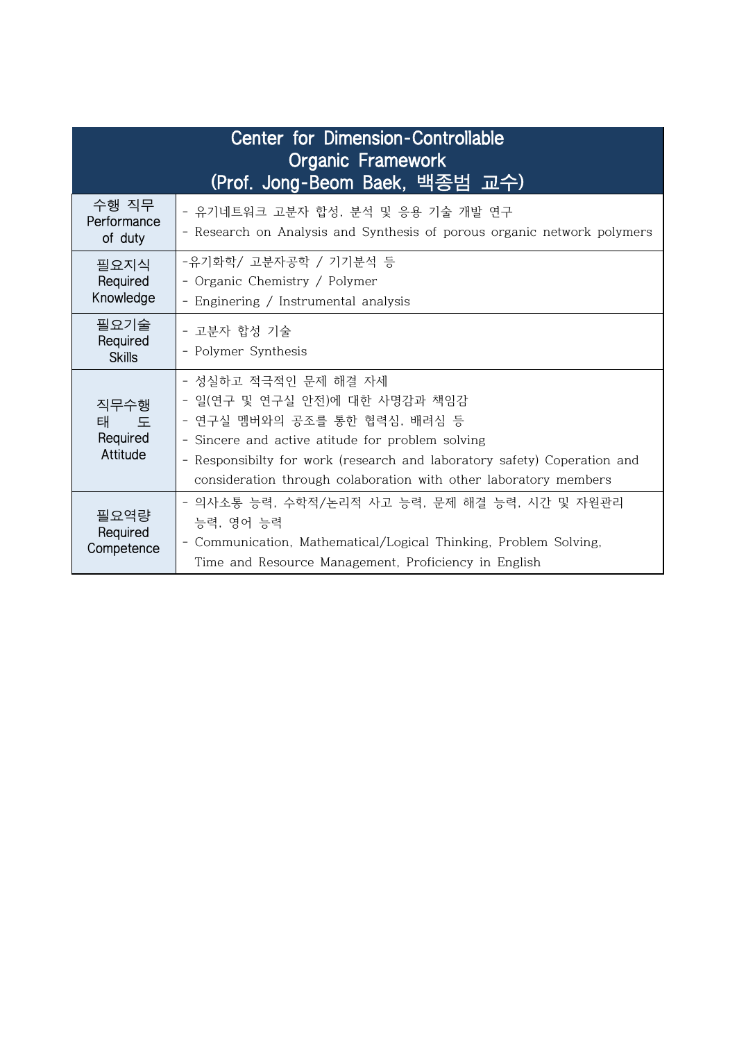| Center for Dimension-Controllable Organic Framework (Prof. Jong-Beom Baek, 백종범 교수) | |
|---|---|
| 수행 직무 Performance of duty | - 유기네트워크 고분자 합성, 분석 및 응용 기술 개발 연구<br>- Research on Analysis and Synthesis of porous organic network polymers |
| 필요지식 Required Knowledge | -유기화학/ 고분자공학 / 기기분석 등<br>- Organic Chemistry / Polymer<br>- Enginering / Instrumental analysis |
| 필요기술 Required Skills | - 고분자 합성 기술<br>- Polymer Synthesis |
| 직무수행 태 도 Required Attitude | - 성실하고 적극적인 문제 해결 자세<br>- 일(연구 및 연구실 안전)에 대한 사명감과 책임감<br>- 연구실 멤버와의 공조를 통한 협력심, 배려심 등<br>- Sincere and active atitude for problem solving<br>- Responsibilty for work (research and laboratory safety) Coperation and consideration through colaboration with other laboratory members |
| 필요역량 Required Competence | - 의사소통 능력, 수학적/논리적 사고 능력, 문제 해결 능력, 시간 및 자원관리 능력, 영어 능력<br>- Communication, Mathematical/Logical Thinking, Problem Solving, Time and Resource Management, Proficiency in English |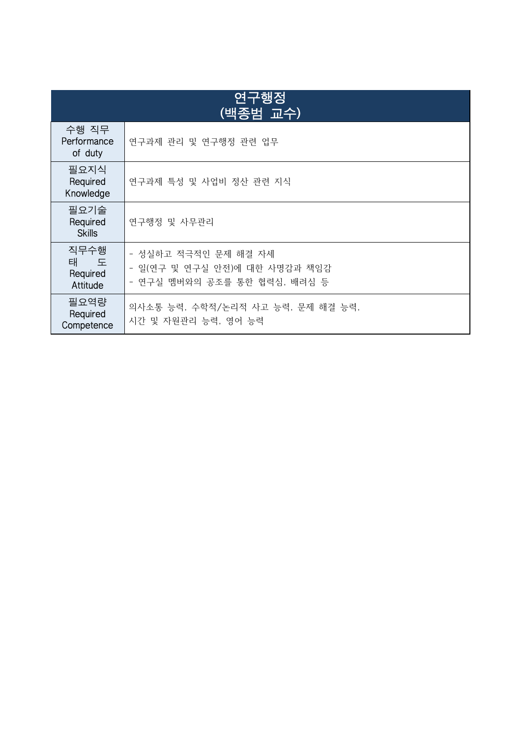| 연구행정 (백종범 교수) | |
|---|---|
| 수행 직무 Performance of duty | 연구과제 관리 및 연구행정 관련 업무 |
| 필요지식 Required Knowledge | 연구과제 특성 및 사업비 정산 관련 지식 |
| 필요기술 Required Skills | 연구행정 및 사무관리 |
| 직무수행 태 도 Required Attitude | - 성실하고 적극적인 문제 해결 자세<br>- 일(연구 및 연구실 안전)에 대한 사명감과 책임감<br>- 연구실 멤버와의 공조를 통한 협력심, 배려심 등 |
| 필요역량 Required Competence | 의사소통 능력, 수학적/논리적 사고 능력, 문제 해결 능력, 시간 및 자원관리 능력, 영어 능력 |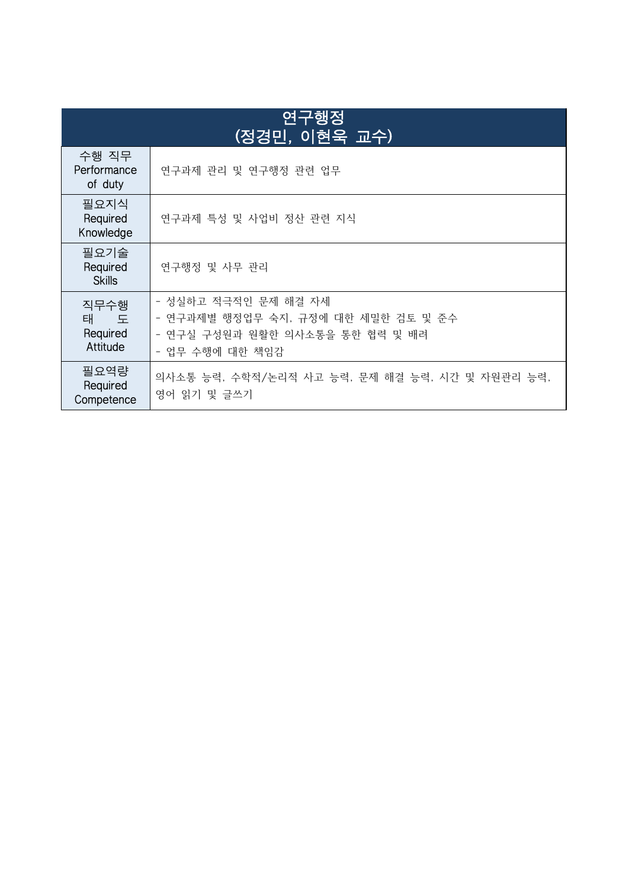| 연구행정<br>(정경민, 이현욱 교수) | |
|---|---|
| 수행 직무<br>Performance of duty | 연구과제 관리 및 연구행정 관련 업무 |
| 필요지식<br>Required Knowledge | 연구과제 특성 및 사업비 정산 관련 지식 |
| 필요기술<br>Required Skills | 연구행정 및 사무 관리 |
| 직무수행 태 도<br>Required Attitude | - 성실하고 적극적인 문제 해결 자세<br>- 연구과제별 행정업무 숙지, 규정에 대한 세밀한 검토 및 준수<br>- 연구실 구성원과 원활한 의사소통을 통한 협력 및 배려<br>- 업무 수행에 대한 책임감 |
| 필요역량<br>Required Competence | 의사소통 능력, 수학적/논리적 사고 능력, 문제 해결 능력, 시간 및 자원관리 능력, 영어 읽기 및 글쓰기 |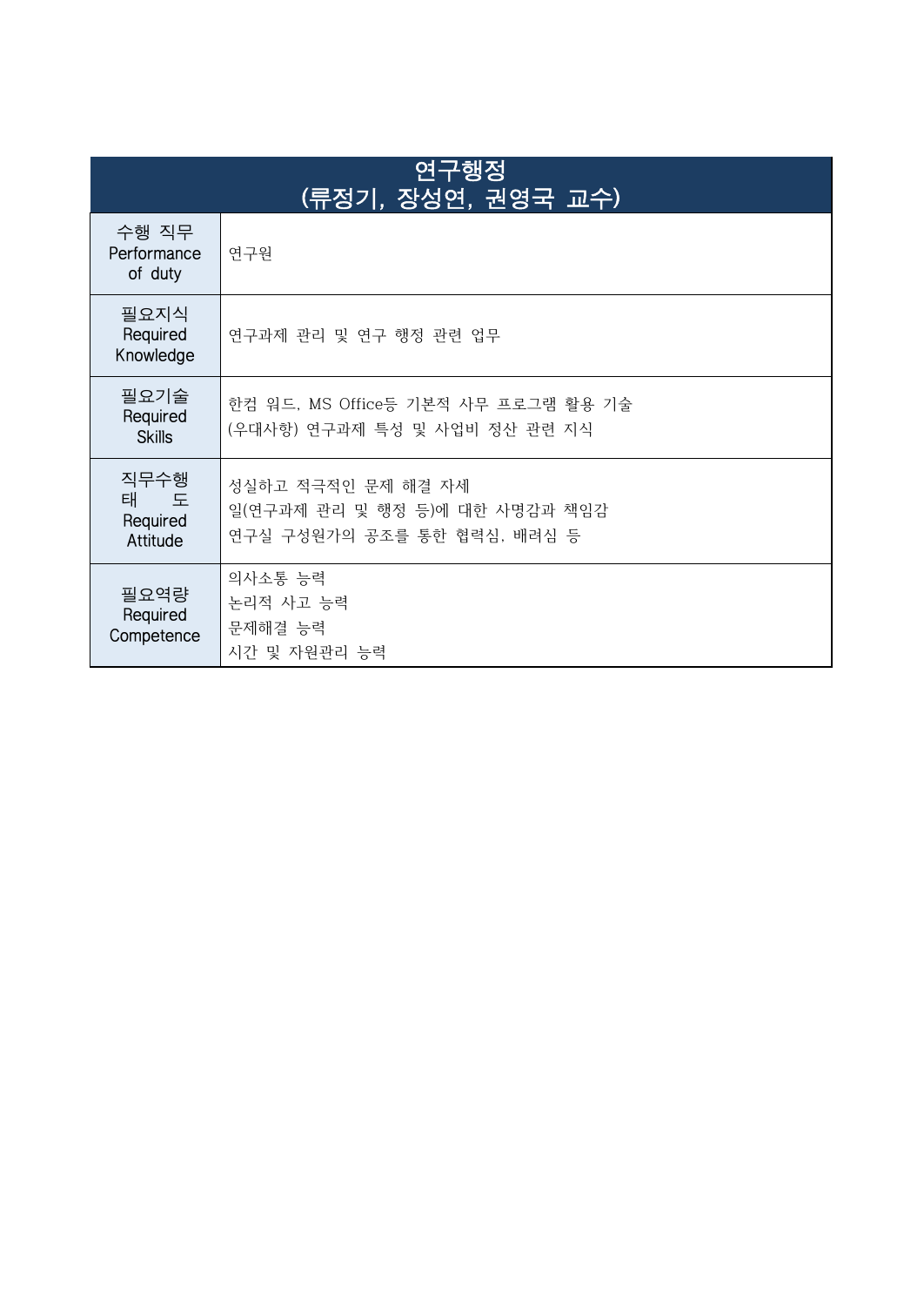| 연구행정<br>(류정기, 장성연, 권영국 교수) | |
|---|---|
| 수행 직무<br>Performance of duty | 연구원 |
| 필요지식<br>Required Knowledge | 연구과제 관리 및 연구 행정 관련 업무 |
| 필요기술<br>Required Skills | 한컴 워드, MS Office등 기본적 사무 프로그램 활용 기술<br>(우대사항) 연구과제 특성 및 사업비 정산 관련 지식 |
| 직무수행 태 도<br>Required Attitude | 성실하고 적극적인 문제 해결 자세<br>일(연구과제 관리 및 행정 등)에 대한 사명감과 책임감<br>연구실 구성원가의 공조를 통한 협력심, 배려심 등 |
| 필요역량<br>Required Competence | 의사소통 능력<br>논리적 사고 능력<br>문제해결 능력<br>시간 및 자원관리 능력 |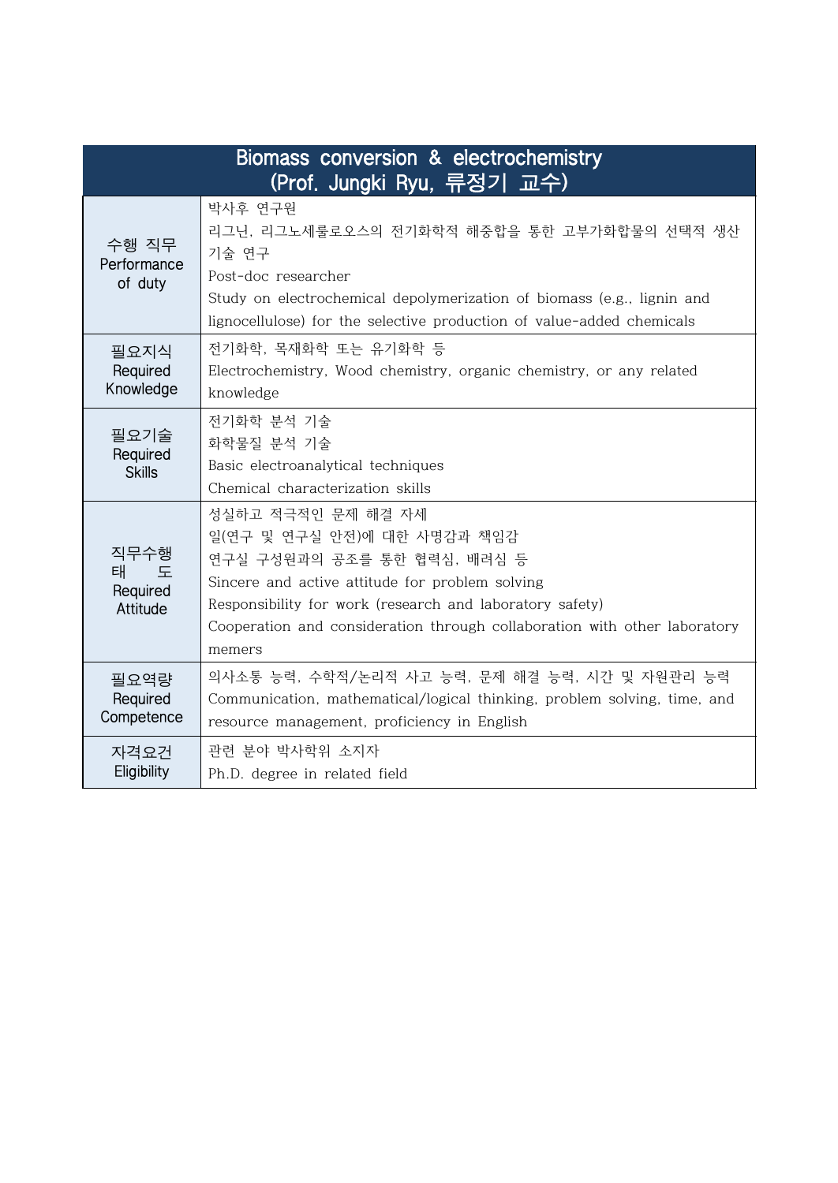| Biomass conversion & electrochemistry<br>(Prof. Jungki Ryu, 류정기 교수) | |
|---|---|
| 수행 직무<br>Performance of duty | 박사후 연구원<br>리그닌, 리그노셀룰로오스의 전기화학적 해중합을 통한 고부가화합물의 선택적 생산 기술 연구<br>Post-doc researcher<br>Study on electrochemical depolymerization of biomass (e.g., lignin and lignocellulose) for the selective production of value-added chemicals |
| 필요지식<br>Required Knowledge | 전기화학, 목재화학 또는 유기화학 등<br>Electrochemistry, Wood chemistry, organic chemistry, or any related knowledge |
| 필요기술<br>Required Skills | 전기화학 분석 기술<br>화학물질 분석 기술<br>Basic electroanalytical techniques<br>Chemical characterization skills |
| 직무수행 태도<br>Required Attitude | 성실하고 적극적인 문제 해결 자세<br>일(연구 및 연구실 안전)에 대한 사명감과 책임감<br>연구실 구성원과의 공조를 통한 협력심, 배려심 등<br>Sincere and active attitude for problem solving<br>Responsibility for work (research and laboratory safety)<br>Cooperation and consideration through collaboration with other laboratory memers |
| 필요역량<br>Required Competence | 의사소통 능력, 수학적/논리적 사고 능력, 문제 해결 능력, 시간 및 자원관리 능력<br>Communication, mathematical/logical thinking, problem solving, time, and resource management, proficiency in English |
| 자격요건<br>Eligibility | 관련 분야 박사학위 소지자<br>Ph.D. degree in related field |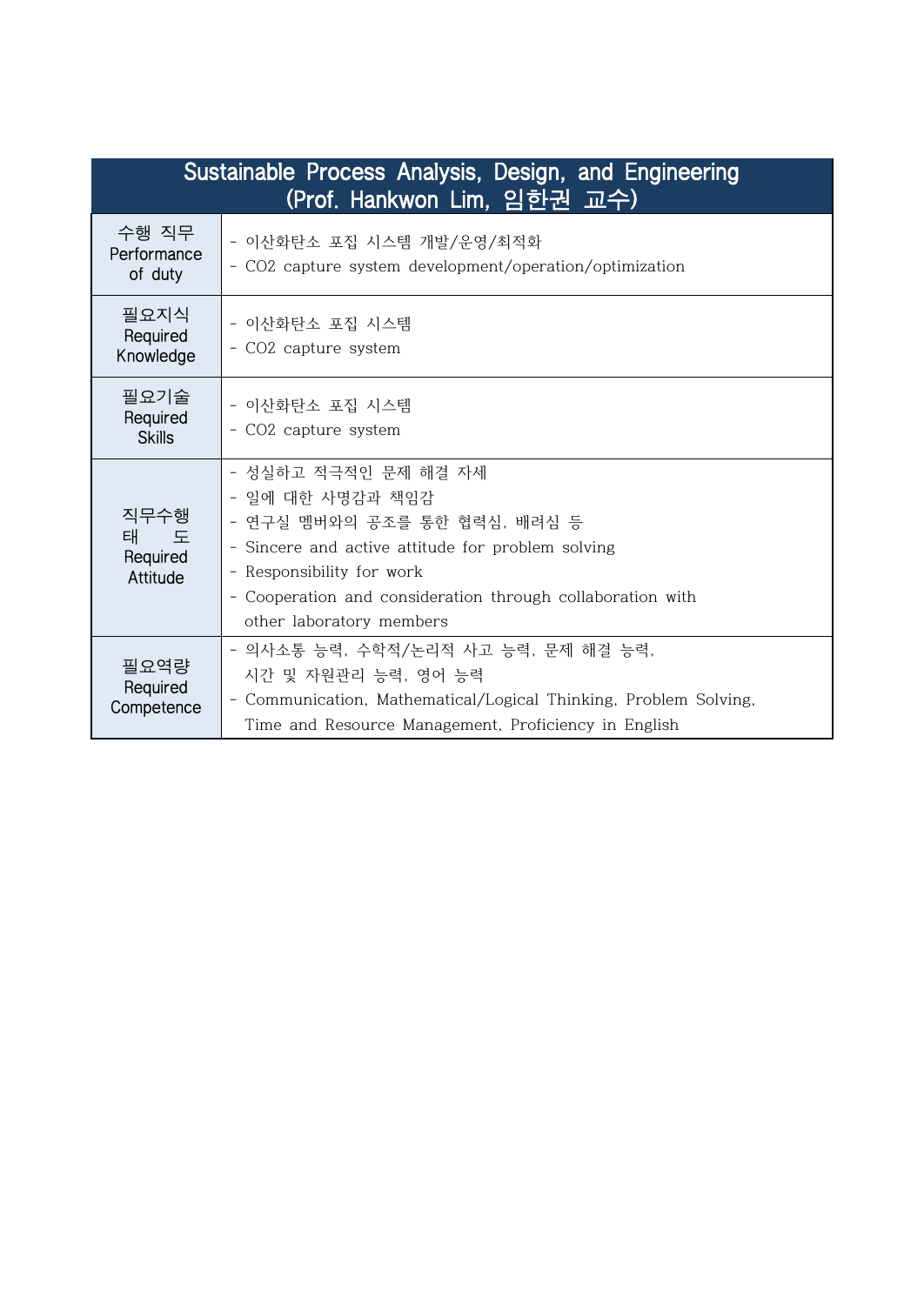| Sustainable Process Analysis, Design, and Engineering (Prof. Hankwon Lim, 임한권 교수) | |
|---|---|
| 수행 직무 Performance of duty | - 이산화탄소 포집 시스템 개발/운영/최적화<br>- $CO_2$ capture system development/operation/optimization |
| 필요지식 Required Knowledge | - 이산화탄소 포집 시스템<br>- $CO_2$ capture system |
| 필요기술 Required Skills | - 이산화탄소 포집 시스템<br>- $CO_2$ capture system |
| 직무수행 태도 Required Attitude | - 성실하고 적극적인 문제 해결 자세<br>- 일에 대한 사명감과 책임감<br>- 연구실 멤버와의 공조를 통한 협력심, 배려심 등<br>- Sincere and active attitude for problem solving<br>- Responsibility for work<br>- Cooperation and consideration through collaboration with other laboratory members |
| 필요역량 Required Competence | - 의사소통 능력, 수학적/논리적 사고 능력, 문제 해결 능력, 시간 및 자원관리 능력, 영어 능력<br>- Communication, Mathematical/Logical Thinking, Problem Solving, Time and Resource Management, Proficiency in English |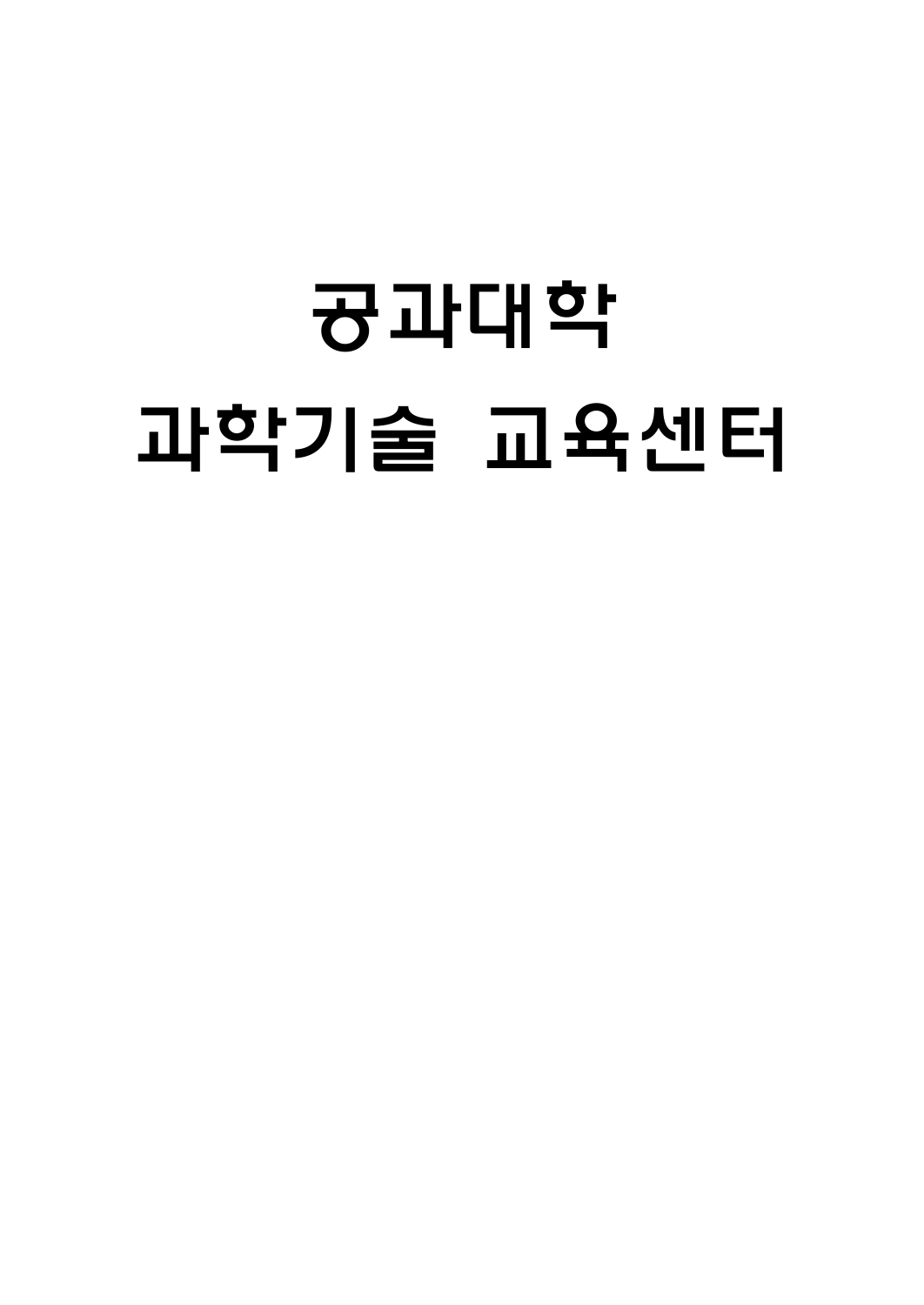# 공과대학
# 과학기술 교육센터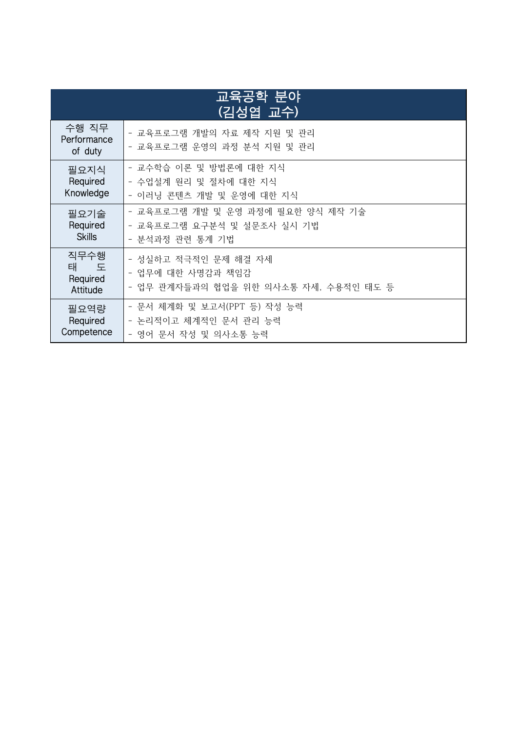| 교육공학 분야<br>(김성엽 교수) | |
|---|---|
| 수행 직무<br>Performance of duty | - 교육프로그램 개발의 자료 제작 지원 및 관리<br>- 교육프로그램 운영의 과정 분석 지원 및 관리 |
| 필요지식<br>Required Knowledge | - 교수학습 이론 및 방법론에 대한 지식<br>- 수업설계 원리 및 절차에 대한 지식<br>- 이러닝 콘텐츠 개발 및 운영에 대한 지식 |
| 필요기술<br>Required Skills | - 교육프로그램 개발 및 운영 과정에 필요한 양식 제작 기술<br>- 교육프로그램 요구분석 및 설문조사 실시 기법<br>- 분석과정 관련 통계 기법 |
| 직무수행 태 도<br>Required Attitude | - 성실하고 적극적인 문제 해결 자세<br>- 업무에 대한 사명감과 책임감<br>- 업무 관계자들과의 협업을 위한 의사소통 자세, 수용적인 태도 등 |
| 필요역량<br>Required Competence | - 문서 체계화 및 보고서(PPT 등) 작성 능력<br>- 논리적이고 체계적인 문서 관리 능력<br>- 영어 문서 작성 및 의사소통 능력 |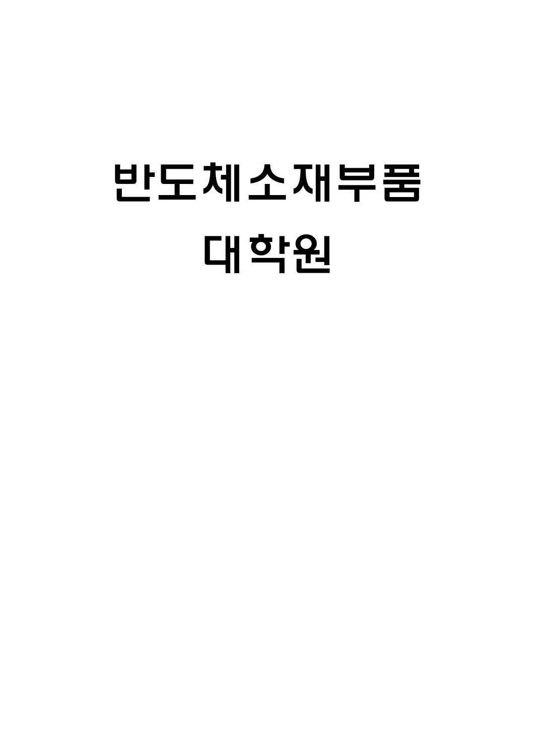# 반도체소재부품
# 대학원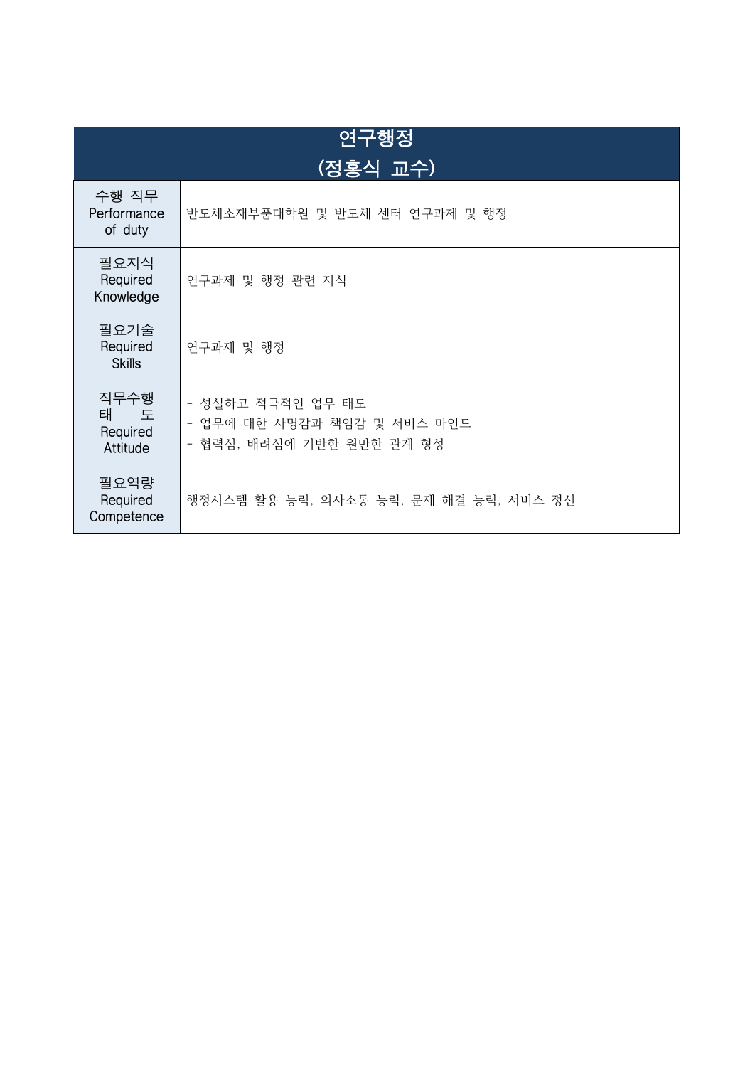| 연구행정<br>(정홍식 교수) | |
|---|---|
| 수행 직무<br>Performance of duty | 반도체소재부품대학원 및 반도체 센터 연구과제 및 행정 |
| 필요지식<br>Required Knowledge | 연구과제 및 행정 관련 지식 |
| 필요기술<br>Required Skills | 연구과제 및 행정 |
| 직무수행 태도<br>Required Attitude | - 성실하고 적극적인 업무 태도<br>- 업무에 대한 사명감과 책임감 및 서비스 마인드<br>- 협력심, 배려심에 기반한 원만한 관계 형성 |
| 필요역량<br>Required Competence | 행정시스템 활용 능력, 의사소통 능력, 문제 해결 능력, 서비스 정신 |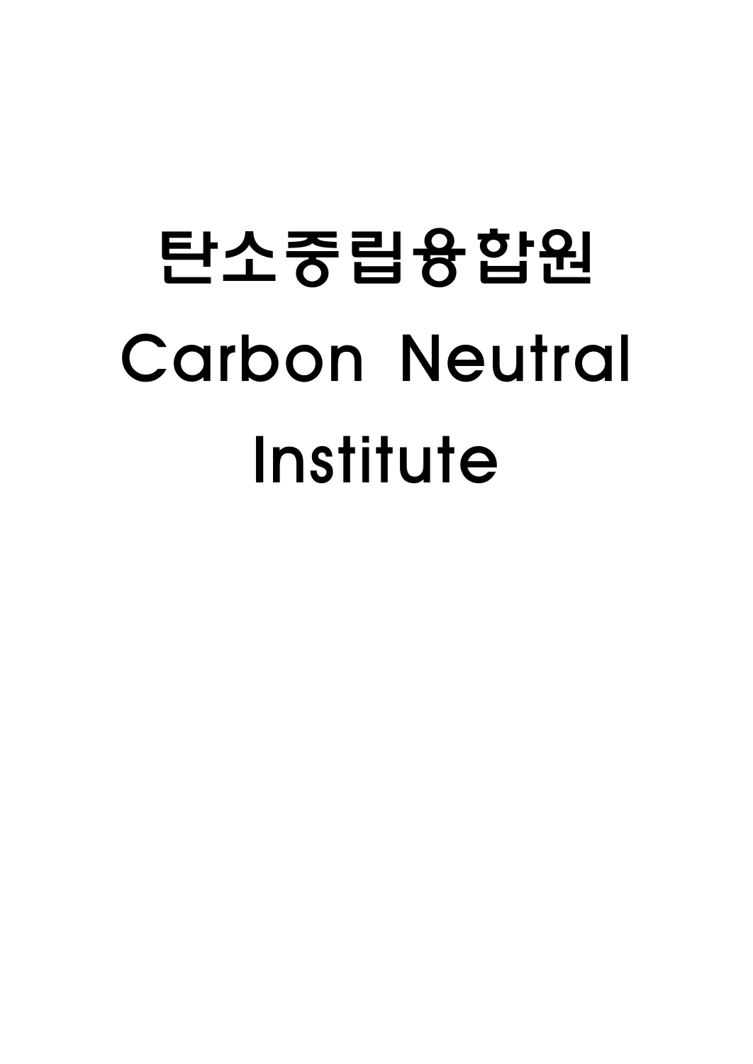# 탄소중립융합원

# Carbon Neutral Institute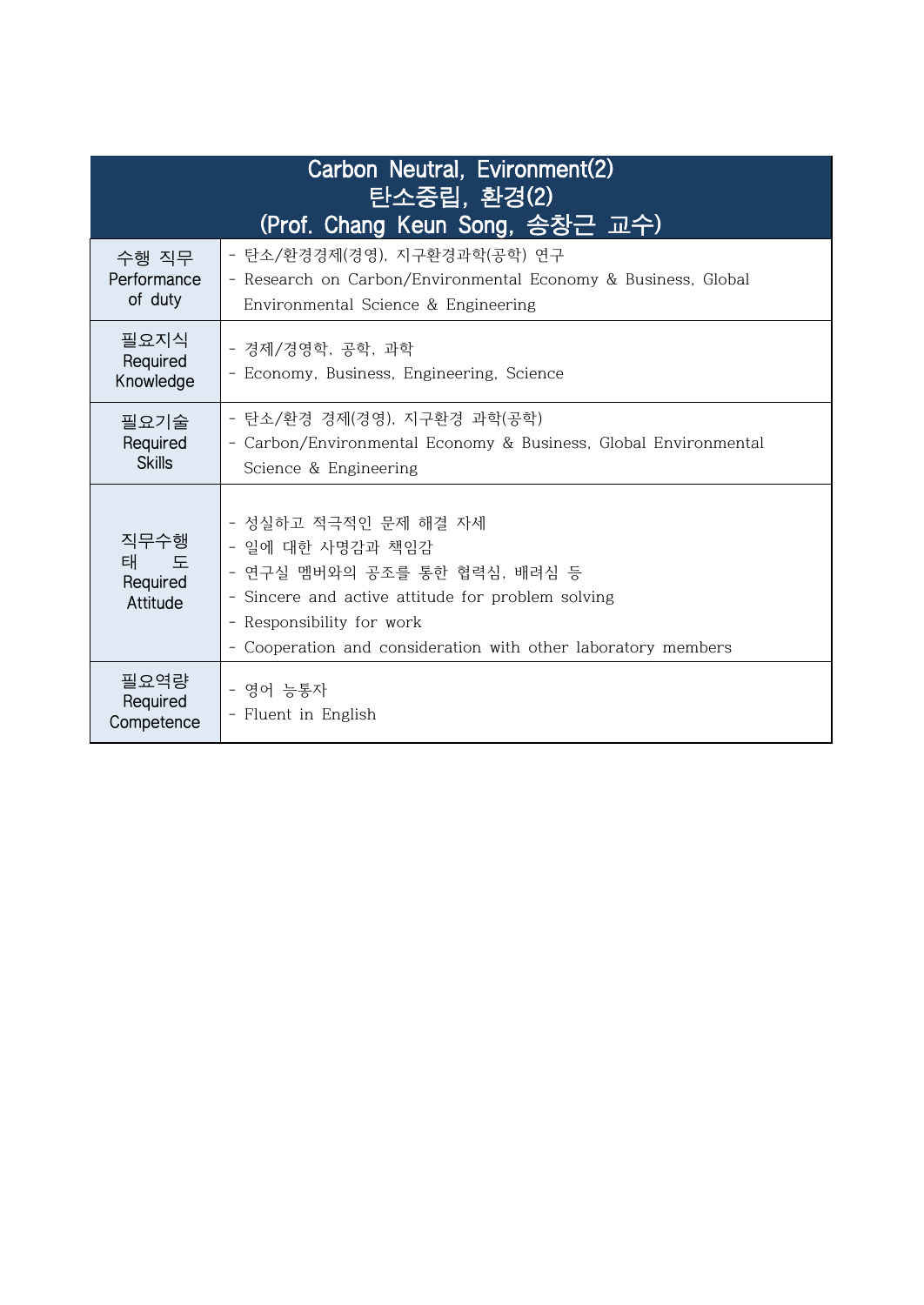| Carbon Neutral, Evironment(2)<br>탄소중립, 환경(2)<br>(Prof. Chang Keun Song, 송창근 교수) | |
|---|---|
| 수행 직무<br>Performance of duty | - 탄소/환경경제(경영), 지구환경과학(공학) 연구<br>- Research on Carbon/Environmental Economy & Business, Global Environmental Science & Engineering |
| 필요지식<br>Required Knowledge | - 경제/경영학, 공학, 과학<br>- Economy, Business, Engineering, Science |
| 필요기술<br>Required Skills | - 탄소/환경 경제(경영), 지구환경 과학(공학)<br>- Carbon/Environmental Economy & Business, Global Environmental Science & Engineering |
| 직무수행<br>태 도<br>Required Attitude | - 성실하고 적극적인 문제 해결 자세<br>- 일에 대한 사명감과 책임감<br>- 연구실 멤버와의 공조를 통한 협력심, 배려심 등<br>- Sincere and active attitude for problem solving<br>- Responsibility for work<br>- Cooperation and consideration with other laboratory members |
| 필요역량<br>Required Competence | - 영어 능통자<br>- Fluent in English |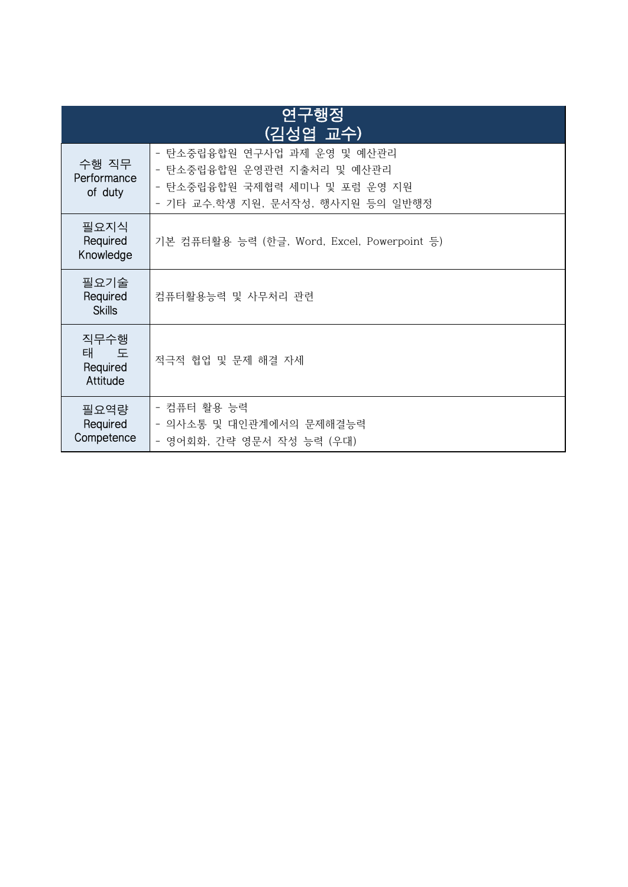<table>
<tr><th colspan="2">연구행정<br>(김성엽 교수)</th></tr>
<tr><td>수행 직무<br>Performance of duty</td><td>- 탄소중립융합원 연구사업 과제 운영 및 예산관리<br>- 탄소중립융합원 운영관련 지출처리 및 예산관리<br>- 탄소중립융합원 국제협력 세미나 및 포럼 운영 지원<br>- 기타 교수.학생 지원, 문서작성, 행사지원 등의 일반행정</td></tr>
<tr><td>필요지식<br>Required Knowledge</td><td>기본 컴퓨터활용 능력 (한글, Word, Excel, Powerpoint 등)</td></tr>
<tr><td>필요기술<br>Required Skills</td><td>컴퓨터활용능력 및 사무처리 관련</td></tr>
<tr><td>직무수행 태도<br>Required Attitude</td><td>적극적 협업 및 문제 해결 자세</td></tr>
<tr><td>필요역량<br>Required Competence</td><td>- 컴퓨터 활용 능력<br>- 의사소통 및 대인관계에서의 문제해결능력<br>- 영어회화, 간략 영문서 작성 능력 (우대)</td></tr>
</table>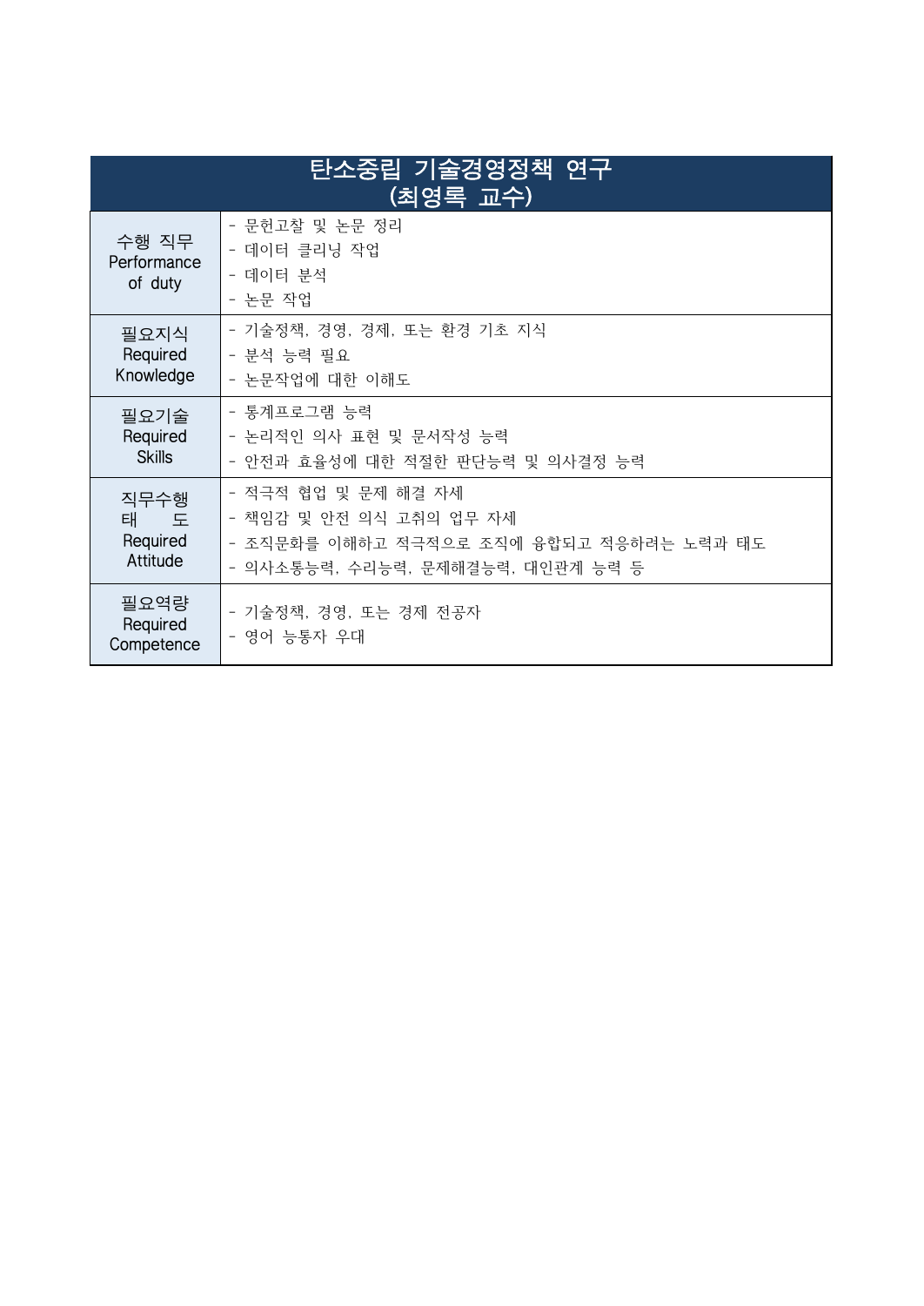| 탄소중립 기술경영정책 연구 (최영록 교수) | |
|---|---|
| 수행 직무 Performance of duty | - 문헌고찰 및 논문 정리<br>- 데이터 클리닝 작업<br>- 데이터 분석<br>- 논문 작업 |
| 필요지식 Required Knowledge | - 기술정책, 경영, 경제, 또는 환경 기초 지식<br>- 분석 능력 필요<br>- 논문작업에 대한 이해도 |
| 필요기술 Required Skills | - 통계프로그램 능력<br>- 논리적인 의사 표현 및 문서작성 능력<br>- 안전과 효율성에 대한 적절한 판단능력 및 의사결정 능력 |
| 직무수행 태도 Required Attitude | - 적극적 협업 및 문제 해결 자세<br>- 책임감 및 안전 의식 고취의 업무 자세<br>- 조직문화를 이해하고 적극적으로 조직에 융합되고 적응하려는 노력과 태도<br>- 의사소통능력, 수리능력, 문제해결능력, 대인관계 능력 등 |
| 필요역량 Required Competence | - 기술정책, 경영, 또는 경제 전공자<br>- 영어 능통자 우대 |